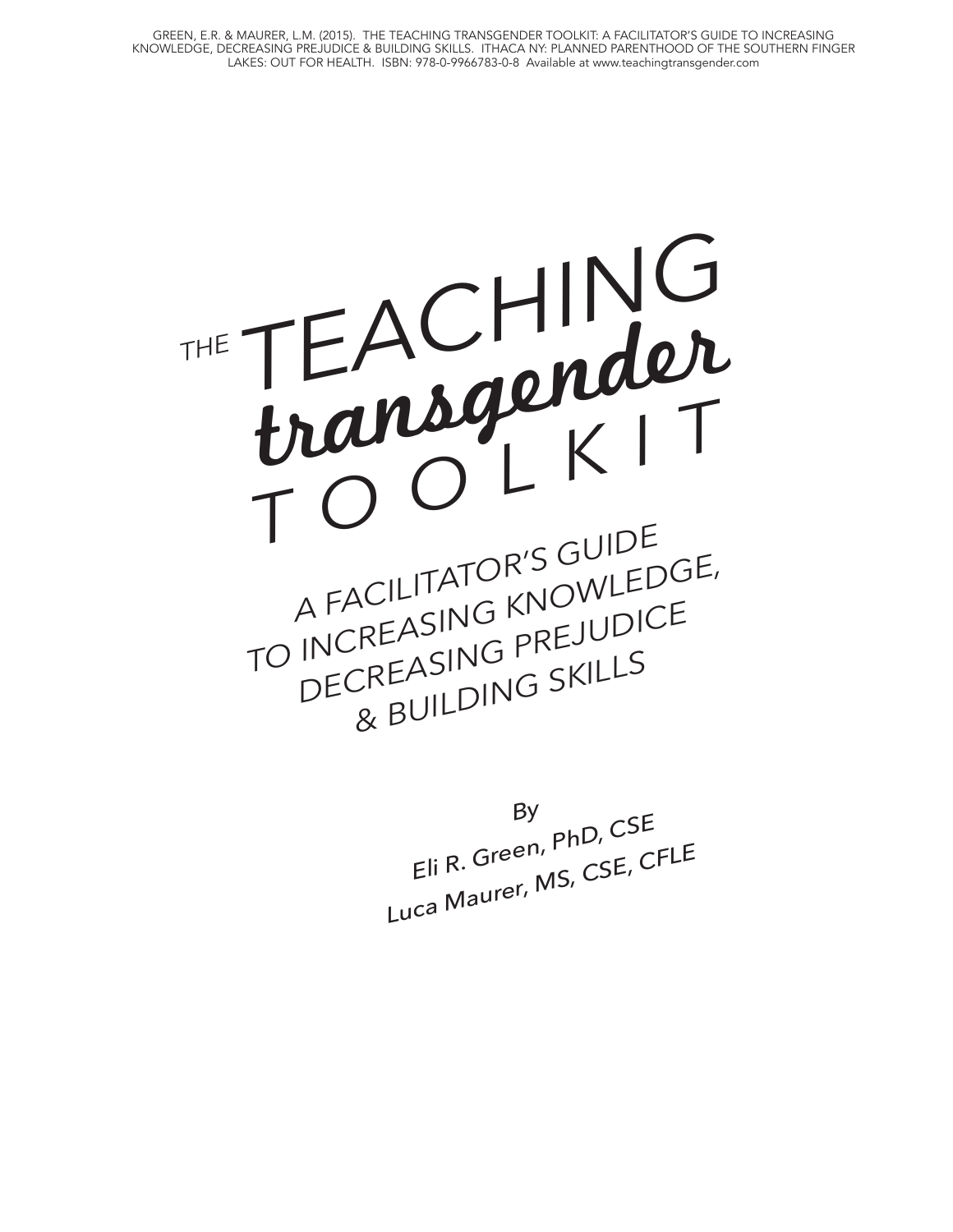GREEN, E.R. & MAURER, L.M. (2015). THE TEACHING TRANSGENDER TOOLKIT: A FACILITATOR'S GUIDE TO INCREASING KNOWLEDGE, DECREASING PREJUDICE & BUILDING SKILLS. ITHACA NY: PLANNED PARENTHOOD OF THE SOUTHERN FINGER LAKES: OUT FOR HEALTH. ISBN: 978-0-9966783-0-8 Available at www.teachingtransgender.com

# THE TEACHING *transgender* TOOLKIT

## A FACILITATOR'S GUIDE TO INCREASING KNOWLEDGE, DECREASING PREJUDICE & BUILDING SKILLS

By

Eli R. Green, PhD, CSE

Luca Maurer, MS, CSE, CFLE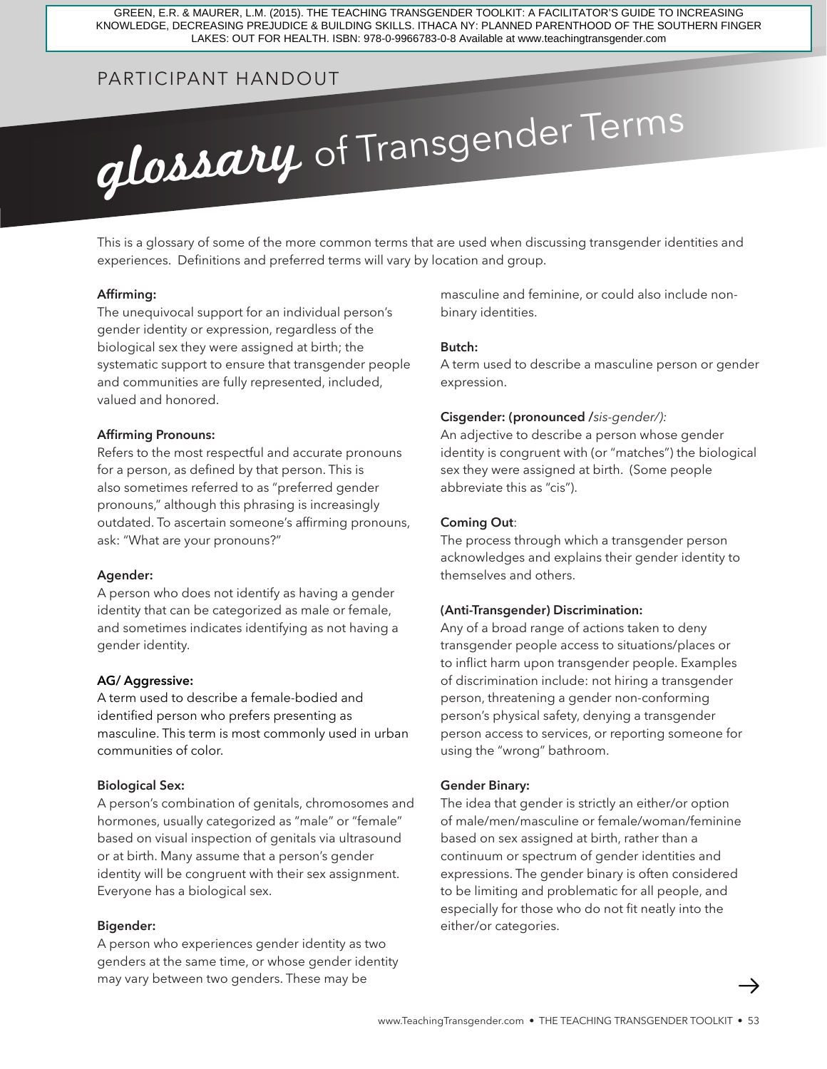GREEN, E.R. & MAURER, L.M. (2015). THE TEACHING TRANSGENDER TOOLKIT: A FACILITATOR'S GUIDE TO INCREASING KNOWLEDGE, DECREASING PREJUDICE & BUILDING SKILLS. ITHACA NY: PLANNED PARENTHOOD OF THE SOUTHERN FINGER LAKES: OUT FOR HEALTH. ISBN: 978-0-9966783-0-8 Available at www.teachingtransgender.com

PARTICIPANT HANDOUT

# glossary of Transgender Terms

This is a glossary of some of the more common terms that are used when discussing transgender identities and experiences. Definitions and preferred terms will vary by location and group.

**Affirming:**
The unequivocal support for an individual person's gender identity or expression, regardless of the biological sex they were assigned at birth; the systematic support to ensure that transgender people and communities are fully represented, included, valued and honored.

**Affirming Pronouns:**
Refers to the most respectful and accurate pronouns for a person, as defined by that person. This is also sometimes referred to as "preferred gender pronouns," although this phrasing is increasingly outdated. To ascertain someone's affirming pronouns, ask: "What are your pronouns?"

**Agender:**
A person who does not identify as having a gender identity that can be categorized as male or female, and sometimes indicates identifying as not having a gender identity.

**AG/ Aggressive:**
A term used to describe a female-bodied and identified person who prefers presenting as masculine. This term is most commonly used in urban communities of color.

**Biological Sex:**
A person's combination of genitals, chromosomes and hormones, usually categorized as "male" or "female" based on visual inspection of genitals via ultrasound or at birth. Many assume that a person's gender identity will be congruent with their sex assignment. Everyone has a biological sex.

**Bigender:**
A person who experiences gender identity as two genders at the same time, or whose gender identity may vary between two genders. These may be masculine and feminine, or could also include non-binary identities.

**Butch:**
A term used to describe a masculine person or gender expression.

**Cisgender: (pronounced /*sis-gender/):***
An adjective to describe a person whose gender identity is congruent with (or "matches") the biological sex they were assigned at birth. (Some people abbreviate this as "cis").

**Coming Out**:
The process through which a transgender person acknowledges and explains their gender identity to themselves and others.

**(Anti-Transgender) Discrimination:**
Any of a broad range of actions taken to deny transgender people access to situations/places or to inflict harm upon transgender people. Examples of discrimination include: not hiring a transgender person, threatening a gender non-conforming person's physical safety, denying a transgender person access to services, or reporting someone for using the "wrong" bathroom.

**Gender Binary:**
The idea that gender is strictly an either/or option of male/men/masculine or female/woman/feminine based on sex assigned at birth, rather than a continuum or spectrum of gender identities and expressions. The gender binary is often considered to be limiting and problematic for all people, and especially for those who do not fit neatly into the either/or categories.

→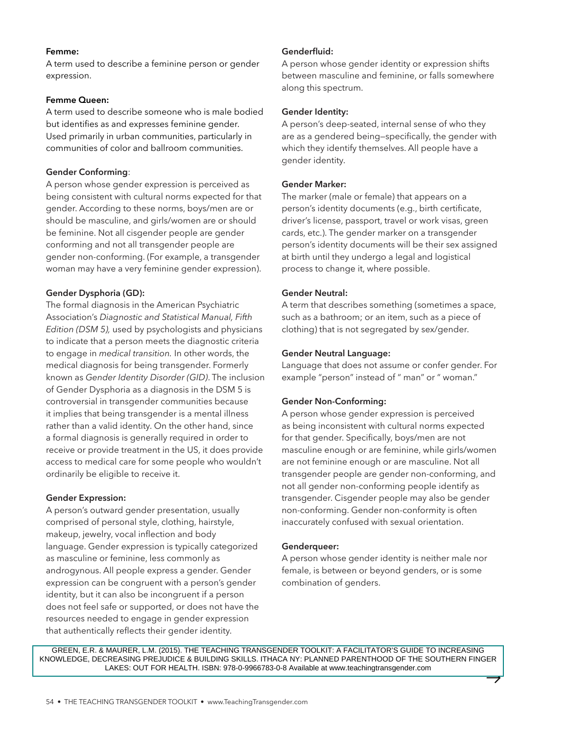**Femme:**
A term used to describe a feminine person or gender expression.

**Femme Queen:**
A term used to describe someone who is male bodied but identifies as and expresses feminine gender. Used primarily in urban communities, particularly in communities of color and ballroom communities.

**Gender Conforming**:
A person whose gender expression is perceived as being consistent with cultural norms expected for that gender. According to these norms, boys/men are or should be masculine, and girls/women are or should be feminine. Not all cisgender people are gender conforming and not all transgender people are gender non-conforming. (For example, a transgender woman may have a very feminine gender expression).

**Gender Dysphoria (GD):**
The formal diagnosis in the American Psychiatric Association's *Diagnostic and Statistical Manual, Fifth Edition (DSM 5),* used by psychologists and physicians to indicate that a person meets the diagnostic criteria to engage in *medical transition.* In other words, the medical diagnosis for being transgender. Formerly known as *Gender Identity Disorder (GID)*. The inclusion of Gender Dysphoria as a diagnosis in the DSM 5 is controversial in transgender communities because it implies that being transgender is a mental illness rather than a valid identity. On the other hand, since a formal diagnosis is generally required in order to receive or provide treatment in the US, it does provide access to medical care for some people who wouldn't ordinarily be eligible to receive it.

**Gender Expression:**
A person's outward gender presentation, usually comprised of personal style, clothing, hairstyle, makeup, jewelry, vocal inflection and body language. Gender expression is typically categorized as masculine or feminine, less commonly as androgynous. All people express a gender. Gender expression can be congruent with a person's gender identity, but it can also be incongruent if a person does not feel safe or supported, or does not have the resources needed to engage in gender expression that authentically reflects their gender identity.

**Genderfluid:**
A person whose gender identity or expression shifts between masculine and feminine, or falls somewhere along this spectrum.

**Gender Identity:**
A person's deep-seated, internal sense of who they are as a gendered being—specifically, the gender with which they identify themselves. All people have a gender identity.

**Gender Marker:**
The marker (male or female) that appears on a person's identity documents (e.g., birth certificate, driver's license, passport, travel or work visas, green cards, etc.). The gender marker on a transgender person's identity documents will be their sex assigned at birth until they undergo a legal and logistical process to change it, where possible.

**Gender Neutral:**
A term that describes something (sometimes a space, such as a bathroom; or an item, such as a piece of clothing) that is not segregated by sex/gender.

**Gender Neutral Language:**
Language that does not assume or confer gender. For example "person" instead of " man" or " woman."

**Gender Non-Conforming:**
A person whose gender expression is perceived as being inconsistent with cultural norms expected for that gender. Specifically, boys/men are not masculine enough or are feminine, while girls/women are not feminine enough or are masculine. Not all transgender people are gender non-conforming, and not all gender non-conforming people identify as transgender. Cisgender people may also be gender non-conforming. Gender non-conformity is often inaccurately confused with sexual orientation.

**Genderqueer:**
A person whose gender identity is neither male nor female, is between or beyond genders, or is some combination of genders.

GREEN, E.R. & MAURER, L.M. (2015). THE TEACHING TRANSGENDER TOOLKIT: A FACILITATOR'S GUIDE TO INCREASING KNOWLEDGE, DECREASING PREJUDICE & BUILDING SKILLS. ITHACA NY: PLANNED PARENTHOOD OF THE SOUTHERN FINGER LAKES: OUT FOR HEALTH. ISBN: 978-0-9966783-0-8 Available at www.teachingtransgender.com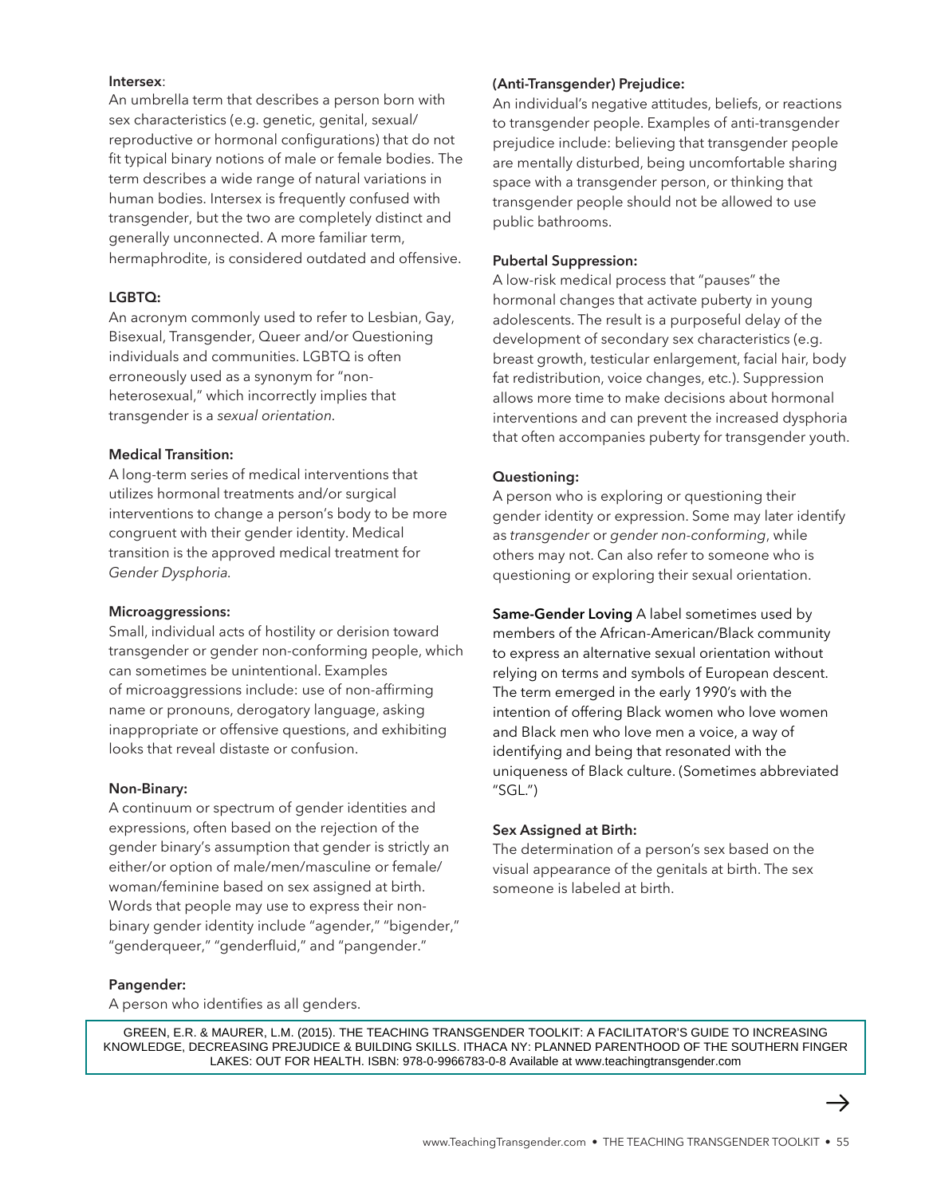**Intersex**:

An umbrella term that describes a person born with sex characteristics (e.g. genetic, genital, sexual/reproductive or hormonal configurations) that do not fit typical binary notions of male or female bodies. The term describes a wide range of natural variations in human bodies. Intersex is frequently confused with transgender, but the two are completely distinct and generally unconnected. A more familiar term, hermaphrodite, is considered outdated and offensive.

**LGBTQ:**

An acronym commonly used to refer to Lesbian, Gay, Bisexual, Transgender, Queer and/or Questioning individuals and communities. LGBTQ is often erroneously used as a synonym for "non-heterosexual," which incorrectly implies that transgender is a *sexual orientation*.

**Medical Transition:**

A long-term series of medical interventions that utilizes hormonal treatments and/or surgical interventions to change a person's body to be more congruent with their gender identity. Medical transition is the approved medical treatment for *Gender Dysphoria*.

**Microaggressions:**

Small, individual acts of hostility or derision toward transgender or gender non-conforming people, which can sometimes be unintentional. Examples of microaggressions include: use of non-affirming name or pronouns, derogatory language, asking inappropriate or offensive questions, and exhibiting looks that reveal distaste or confusion.

**Non-Binary:**

A continuum or spectrum of gender identities and expressions, often based on the rejection of the gender binary's assumption that gender is strictly an either/or option of male/men/masculine or female/woman/feminine based on sex assigned at birth. Words that people may use to express their non-binary gender identity include "agender," "bigender," "genderqueer," "genderfluid," and "pangender."

**Pangender:**

A person who identifies as all genders.

**(Anti-Transgender) Prejudice:**

An individual's negative attitudes, beliefs, or reactions to transgender people. Examples of anti-transgender prejudice include: believing that transgender people are mentally disturbed, being uncomfortable sharing space with a transgender person, or thinking that transgender people should not be allowed to use public bathrooms.

**Pubertal Suppression:**

A low-risk medical process that "pauses" the hormonal changes that activate puberty in young adolescents. The result is a purposeful delay of the development of secondary sex characteristics (e.g. breast growth, testicular enlargement, facial hair, body fat redistribution, voice changes, etc.). Suppression allows more time to make decisions about hormonal interventions and can prevent the increased dysphoria that often accompanies puberty for transgender youth.

**Questioning:**

A person who is exploring or questioning their gender identity or expression. Some may later identify as *transgender* or *gender non-conforming*, while others may not. Can also refer to someone who is questioning or exploring their sexual orientation.

**Same-Gender Loving** A label sometimes used by members of the African-American/Black community to express an alternative sexual orientation without relying on terms and symbols of European descent. The term emerged in the early 1990's with the intention of offering Black women who love women and Black men who love men a voice, a way of identifying and being that resonated with the uniqueness of Black culture. (Sometimes abbreviated "SGL.")

**Sex Assigned at Birth:**

The determination of a person's sex based on the visual appearance of the genitals at birth. The sex someone is labeled at birth.

GREEN, E.R. & MAURER, L.M. (2015). THE TEACHING TRANSGENDER TOOLKIT: A FACILITATOR'S GUIDE TO INCREASING KNOWLEDGE, DECREASING PREJUDICE & BUILDING SKILLS. ITHACA NY: PLANNED PARENTHOOD OF THE SOUTHERN FINGER LAKES: OUT FOR HEALTH. ISBN: 978-0-9966783-0-8 Available at www.teachingtransgender.com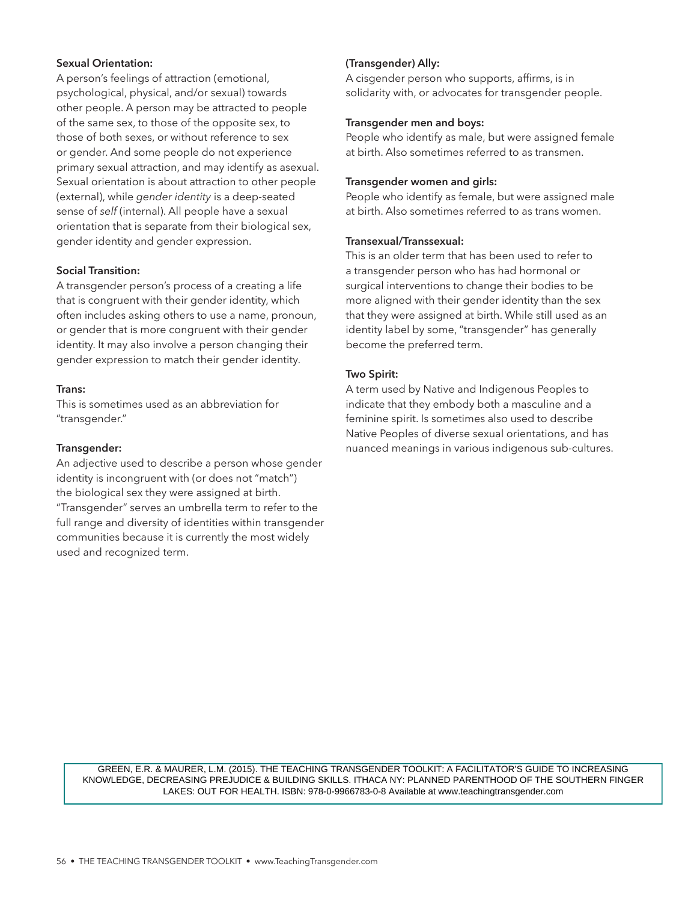**Sexual Orientation:**
A person's feelings of attraction (emotional, psychological, physical, and/or sexual) towards other people. A person may be attracted to people of the same sex, to those of the opposite sex, to those of both sexes, or without reference to sex or gender. And some people do not experience primary sexual attraction, and may identify as asexual. Sexual orientation is about attraction to other people (external), while *gender identity* is a deep-seated sense of *self* (internal). All people have a sexual orientation that is separate from their biological sex, gender identity and gender expression.

**Social Transition:**
A transgender person's process of a creating a life that is congruent with their gender identity, which often includes asking others to use a name, pronoun, or gender that is more congruent with their gender identity. It may also involve a person changing their gender expression to match their gender identity.

**Trans:**
This is sometimes used as an abbreviation for "transgender."

**Transgender:**
An adjective used to describe a person whose gender identity is incongruent with (or does not "match") the biological sex they were assigned at birth. "Transgender" serves an umbrella term to refer to the full range and diversity of identities within transgender communities because it is currently the most widely used and recognized term.

**(Transgender) Ally:**
A cisgender person who supports, affirms, is in solidarity with, or advocates for transgender people.

**Transgender men and boys:**
People who identify as male, but were assigned female at birth. Also sometimes referred to as transmen.

**Transgender women and girls:**
People who identify as female, but were assigned male at birth. Also sometimes referred to as trans women.

**Transexual/Transsexual:**
This is an older term that has been used to refer to a transgender person who has had hormonal or surgical interventions to change their bodies to be more aligned with their gender identity than the sex that they were assigned at birth. While still used as an identity label by some, "transgender" has generally become the preferred term.

**Two Spirit:**
A term used by Native and Indigenous Peoples to indicate that they embody both a masculine and a feminine spirit. Is sometimes also used to describe Native Peoples of diverse sexual orientations, and has nuanced meanings in various indigenous sub-cultures.

GREEN, E.R. & MAURER, L.M. (2015). THE TEACHING TRANSGENDER TOOLKIT: A FACILITATOR'S GUIDE TO INCREASING KNOWLEDGE, DECREASING PREJUDICE & BUILDING SKILLS. ITHACA NY: PLANNED PARENTHOOD OF THE SOUTHERN FINGER LAKES: OUT FOR HEALTH. ISBN: 978-0-9966783-0-8 Available at www.teachingtransgender.com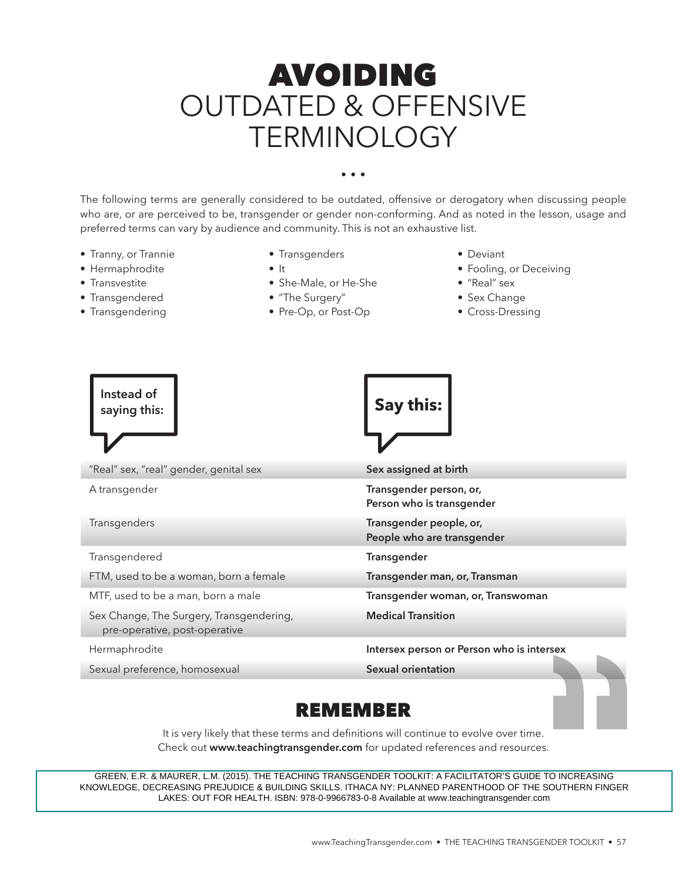# AVOIDING OUTDATED & OFFENSIVE TERMINOLOGY

• • •

The following terms are generally considered to be outdated, offensive or derogatory when discussing people who are, or are perceived to be, transgender or gender non-conforming. And as noted in the lesson, usage and preferred terms can vary by audience and community. This is not an exhaustive list.

- Tranny, or Trannie
- Hermaphrodite
- Transvestite
- Transgendered
- Transgendering
- Transgenders
- It
- She-Male, or He-She
- "The Surgery"
- Pre-Op, or Post-Op
- Deviant
- Fooling, or Deceiving
- "Real" sex
- Sex Change
- Cross-Dressing

| Instead of saying this: | Say this: |
|---|---|
| "Real" sex, "real" gender, genital sex | **Sex assigned at birth** |
| A transgender | **Transgender person, or, Person who is transgender** |
| Transgenders | **Transgender people, or, People who are transgender** |
| Transgendered | **Transgender** |
| FTM, used to be a woman, born a female | **Transgender man, or, Transman** |
| MTF, used to be a man, born a male | **Transgender woman, or, Transwoman** |
| Sex Change, The Surgery, Transgendering, pre-operative, post-operative | **Medical Transition** |
| Hermaphrodite | **Intersex person or Person who is intersex** |
| Sexual preference, homosexual | **Sexual orientation** |

## REMEMBER

It is very likely that these terms and definitions will continue to evolve over time.
Check out **www.teachingtransgender.com** for updated references and resources.

GREEN, E.R. & MAURER, L.M. (2015). THE TEACHING TRANSGENDER TOOLKIT: A FACILITATOR'S GUIDE TO INCREASING KNOWLEDGE, DECREASING PREJUDICE & BUILDING SKILLS. ITHACA NY: PLANNED PARENTHOOD OF THE SOUTHERN FINGER LAKES: OUT FOR HEALTH. ISBN: 978-0-9966783-0-8 Available at www.teachingtransgender.com